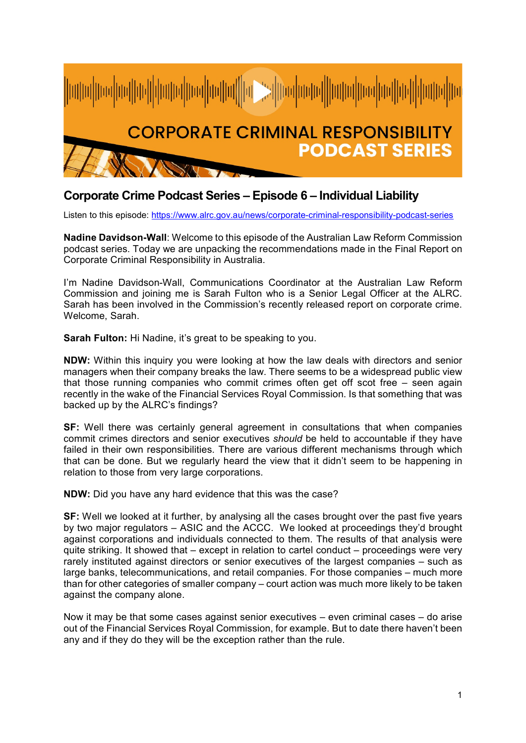# CORPORATE CRIMINAL RESPONSIBILITY PODCAST SERIES

## Corporate Crime Podcast Series – Episode 6 – Individual Liability

Listen to this episode: https://www.alrc.gov.au/news/corporate-criminal-responsibility-podcast-series

**Nadine Davidson-Wall**: Welcome to this episode of the Australian Law Reform Commission podcast series. Today we are unpacking the recommendations made in the Final Report on Corporate Criminal Responsibility in Australia.

I'm Nadine Davidson-Wall, Communications Coordinator at the Australian Law Reform Commission and joining me is Sarah Fulton who is a Senior Legal Officer at the ALRC. Sarah has been involved in the Commission's recently released report on corporate crime. Welcome, Sarah.

**Sarah Fulton:** Hi Nadine, it's great to be speaking to you.

**NDW:** Within this inquiry you were looking at how the law deals with directors and senior managers when their company breaks the law. There seems to be a widespread public view that those running companies who commit crimes often get off scot free – seen again recently in the wake of the Financial Services Royal Commission. Is that something that was backed up by the ALRC's findings?

**SF:** Well there was certainly general agreement in consultations that when companies commit crimes directors and senior executives *should* be held to accountable if they have failed in their own responsibilities. There are various different mechanisms through which that can be done. But we regularly heard the view that it didn't seem to be happening in relation to those from very large corporations.

**NDW:** Did you have any hard evidence that this was the case?

**SF:** Well we looked at it further, by analysing all the cases brought over the past five years by two major regulators – ASIC and the ACCC. We looked at proceedings they'd brought against corporations and individuals connected to them. The results of that analysis were quite striking. It showed that – except in relation to cartel conduct – proceedings were very rarely instituted against directors or senior executives of the largest companies – such as large banks, telecommunications, and retail companies. For those companies – much more than for other categories of smaller company – court action was much more likely to be taken against the company alone.

Now it may be that some cases against senior executives – even criminal cases – do arise out of the Financial Services Royal Commission, for example. But to date there haven't been any and if they do they will be the exception rather than the rule.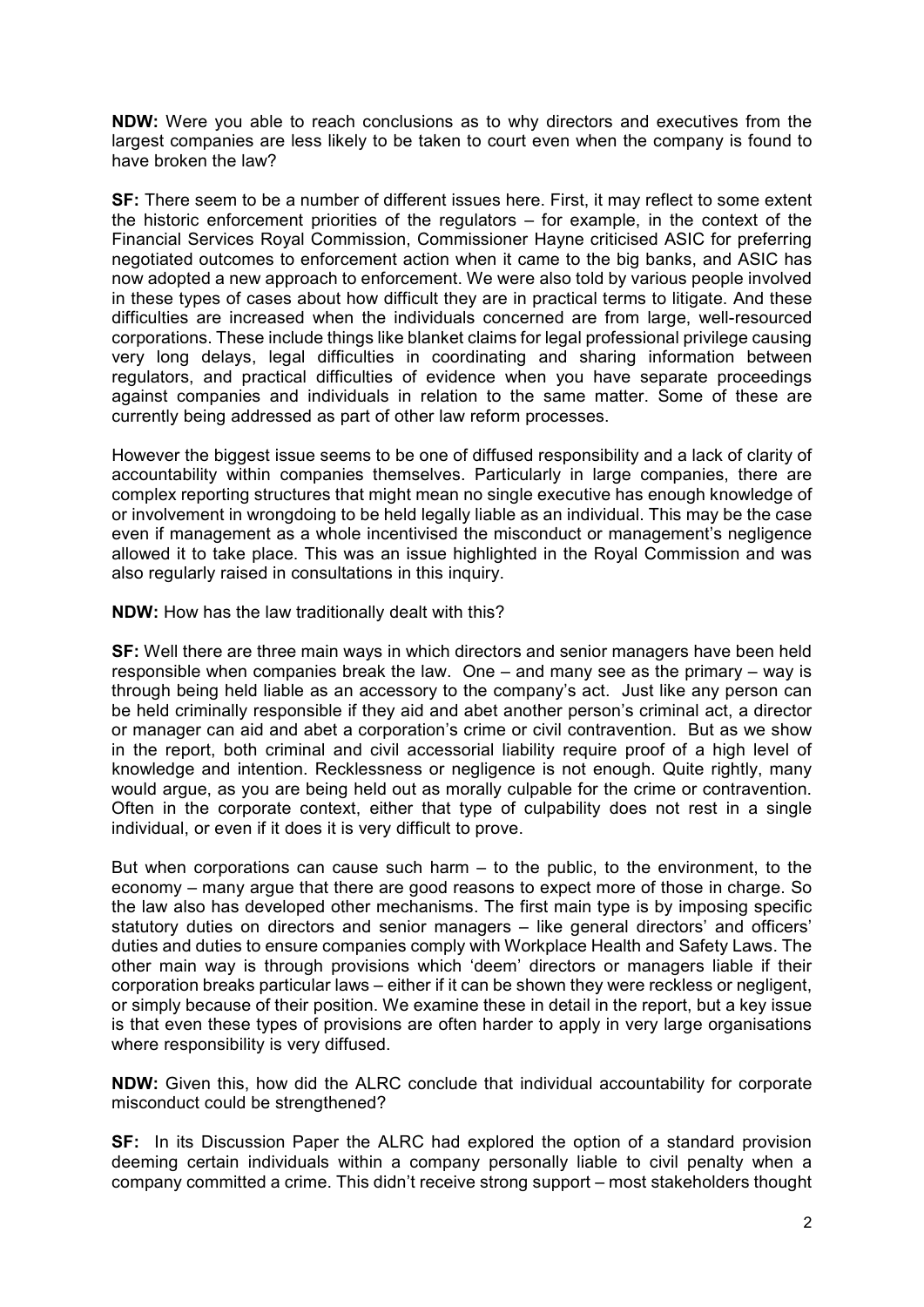**NDW:** Were you able to reach conclusions as to why directors and executives from the largest companies are less likely to be taken to court even when the company is found to have broken the law?

**SF:** There seem to be a number of different issues here. First, it may reflect to some extent the historic enforcement priorities of the regulators – for example, in the context of the Financial Services Royal Commission, Commissioner Hayne criticised ASIC for preferring negotiated outcomes to enforcement action when it came to the big banks, and ASIC has now adopted a new approach to enforcement. We were also told by various people involved in these types of cases about how difficult they are in practical terms to litigate. And these difficulties are increased when the individuals concerned are from large, well-resourced corporations. These include things like blanket claims for legal professional privilege causing very long delays, legal difficulties in coordinating and sharing information between regulators, and practical difficulties of evidence when you have separate proceedings against companies and individuals in relation to the same matter. Some of these are currently being addressed as part of other law reform processes.

However the biggest issue seems to be one of diffused responsibility and a lack of clarity of accountability within companies themselves. Particularly in large companies, there are complex reporting structures that might mean no single executive has enough knowledge of or involvement in wrongdoing to be held legally liable as an individual. This may be the case even if management as a whole incentivised the misconduct or management's negligence allowed it to take place. This was an issue highlighted in the Royal Commission and was also regularly raised in consultations in this inquiry.

**NDW:** How has the law traditionally dealt with this?

**SF:** Well there are three main ways in which directors and senior managers have been held responsible when companies break the law. One – and many see as the primary – way is through being held liable as an accessory to the company's act. Just like any person can be held criminally responsible if they aid and abet another person's criminal act, a director or manager can aid and abet a corporation's crime or civil contravention. But as we show in the report, both criminal and civil accessorial liability require proof of a high level of knowledge and intention. Recklessness or negligence is not enough. Quite rightly, many would argue, as you are being held out as morally culpable for the crime or contravention. Often in the corporate context, either that type of culpability does not rest in a single individual, or even if it does it is very difficult to prove.

But when corporations can cause such harm – to the public, to the environment, to the economy – many argue that there are good reasons to expect more of those in charge. So the law also has developed other mechanisms. The first main type is by imposing specific statutory duties on directors and senior managers – like general directors' and officers' duties and duties to ensure companies comply with Workplace Health and Safety Laws. The other main way is through provisions which 'deem' directors or managers liable if their corporation breaks particular laws – either if it can be shown they were reckless or negligent, or simply because of their position. We examine these in detail in the report, but a key issue is that even these types of provisions are often harder to apply in very large organisations where responsibility is very diffused.

**NDW:** Given this, how did the ALRC conclude that individual accountability for corporate misconduct could be strengthened?

**SF:** In its Discussion Paper the ALRC had explored the option of a standard provision deeming certain individuals within a company personally liable to civil penalty when a company committed a crime. This didn't receive strong support – most stakeholders thought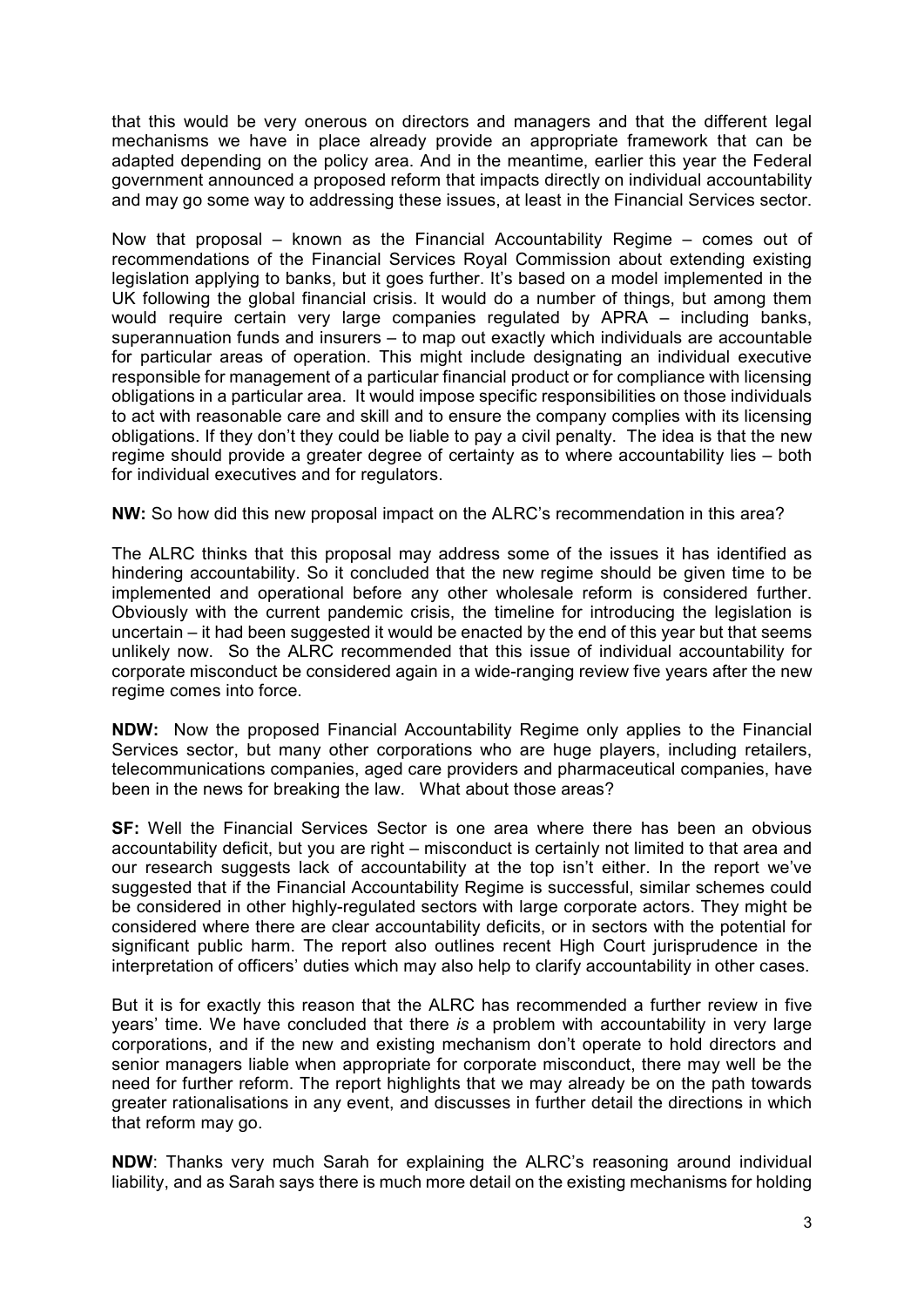that this would be very onerous on directors and managers and that the different legal mechanisms we have in place already provide an appropriate framework that can be adapted depending on the policy area. And in the meantime, earlier this year the Federal government announced a proposed reform that impacts directly on individual accountability and may go some way to addressing these issues, at least in the Financial Services sector.

Now that proposal – known as the Financial Accountability Regime – comes out of recommendations of the Financial Services Royal Commission about extending existing legislation applying to banks, but it goes further. It's based on a model implemented in the UK following the global financial crisis. It would do a number of things, but among them would require certain very large companies regulated by APRA – including banks, superannuation funds and insurers – to map out exactly which individuals are accountable for particular areas of operation. This might include designating an individual executive responsible for management of a particular financial product or for compliance with licensing obligations in a particular area. It would impose specific responsibilities on those individuals to act with reasonable care and skill and to ensure the company complies with its licensing obligations. If they don't they could be liable to pay a civil penalty. The idea is that the new regime should provide a greater degree of certainty as to where accountability lies – both for individual executives and for regulators.

**NW:** So how did this new proposal impact on the ALRC's recommendation in this area?

The ALRC thinks that this proposal may address some of the issues it has identified as hindering accountability. So it concluded that the new regime should be given time to be implemented and operational before any other wholesale reform is considered further. Obviously with the current pandemic crisis, the timeline for introducing the legislation is uncertain – it had been suggested it would be enacted by the end of this year but that seems unlikely now. So the ALRC recommended that this issue of individual accountability for corporate misconduct be considered again in a wide-ranging review five years after the new regime comes into force.

**NDW:** Now the proposed Financial Accountability Regime only applies to the Financial Services sector, but many other corporations who are huge players, including retailers, telecommunications companies, aged care providers and pharmaceutical companies, have been in the news for breaking the law. What about those areas?

**SF:** Well the Financial Services Sector is one area where there has been an obvious accountability deficit, but you are right – misconduct is certainly not limited to that area and our research suggests lack of accountability at the top isn't either. In the report we've suggested that if the Financial Accountability Regime is successful, similar schemes could be considered in other highly-regulated sectors with large corporate actors. They might be considered where there are clear accountability deficits, or in sectors with the potential for significant public harm. The report also outlines recent High Court jurisprudence in the interpretation of officers' duties which may also help to clarify accountability in other cases.

But it is for exactly this reason that the ALRC has recommended a further review in five years' time. We have concluded that there *is* a problem with accountability in very large corporations, and if the new and existing mechanism don't operate to hold directors and senior managers liable when appropriate for corporate misconduct, there may well be the need for further reform. The report highlights that we may already be on the path towards greater rationalisations in any event, and discusses in further detail the directions in which that reform may go.

**NDW**: Thanks very much Sarah for explaining the ALRC's reasoning around individual liability, and as Sarah says there is much more detail on the existing mechanisms for holding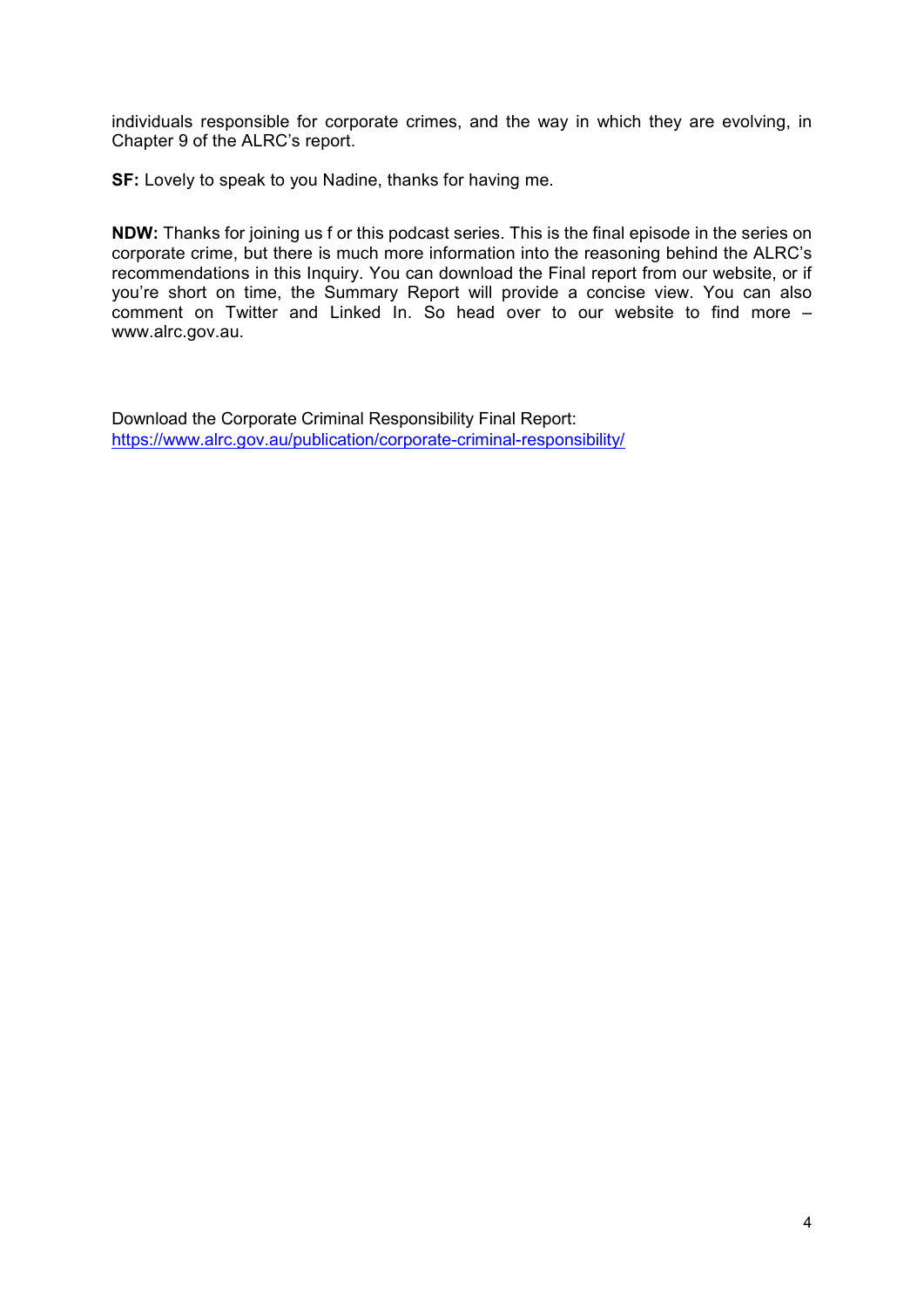individuals responsible for corporate crimes, and the way in which they are evolving, in Chapter 9 of the ALRC's report.

**SF:** Lovely to speak to you Nadine, thanks for having me.

**NDW:** Thanks for joining us f or this podcast series. This is the final episode in the series on corporate crime, but there is much more information into the reasoning behind the ALRC's recommendations in this Inquiry. You can download the Final report from our website, or if you're short on time, the Summary Report will provide a concise view. You can also comment on Twitter and Linked In. So head over to our website to find more – www.alrc.gov.au.

Download the Corporate Criminal Responsibility Final Report:
https://www.alrc.gov.au/publication/corporate-criminal-responsibility/